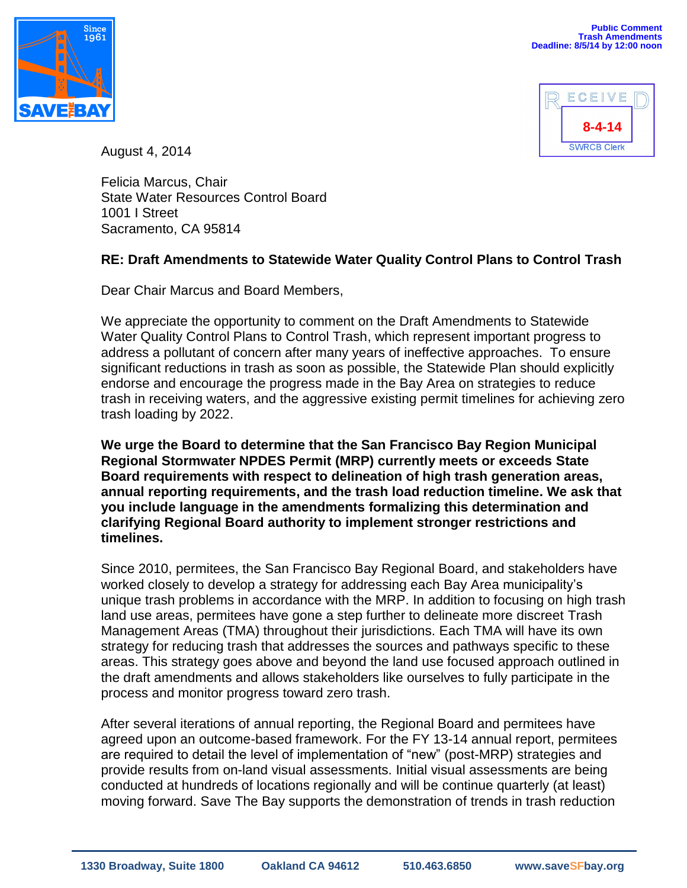Public Comment
Trash Amendments
Deadline: 8/5/14 by 12:00 noon

RECEIVED
8-4-14
SWRCB Clerk

August 4, 2014

Felicia Marcus, Chair
State Water Resources Control Board
1001 I Street
Sacramento, CA 95814

**RE: Draft Amendments to Statewide Water Quality Control Plans to Control Trash**

Dear Chair Marcus and Board Members,

We appreciate the opportunity to comment on the Draft Amendments to Statewide Water Quality Control Plans to Control Trash, which represent important progress to address a pollutant of concern after many years of ineffective approaches. To ensure significant reductions in trash as soon as possible, the Statewide Plan should explicitly endorse and encourage the progress made in the Bay Area on strategies to reduce trash in receiving waters, and the aggressive existing permit timelines for achieving zero trash loading by 2022.

**We urge the Board to determine that the San Francisco Bay Region Municipal Regional Stormwater NPDES Permit (MRP) currently meets or exceeds State Board requirements with respect to delineation of high trash generation areas, annual reporting requirements, and the trash load reduction timeline. We ask that you include language in the amendments formalizing this determination and clarifying Regional Board authority to implement stronger restrictions and timelines.**

Since 2010, permitees, the San Francisco Bay Regional Board, and stakeholders have worked closely to develop a strategy for addressing each Bay Area municipality's unique trash problems in accordance with the MRP. In addition to focusing on high trash land use areas, permitees have gone a step further to delineate more discreet Trash Management Areas (TMA) throughout their jurisdictions. Each TMA will have its own strategy for reducing trash that addresses the sources and pathways specific to these areas. This strategy goes above and beyond the land use focused approach outlined in the draft amendments and allows stakeholders like ourselves to fully participate in the process and monitor progress toward zero trash.

After several iterations of annual reporting, the Regional Board and permitees have agreed upon an outcome-based framework. For the FY 13-14 annual report, permitees are required to detail the level of implementation of "new" (post-MRP) strategies and provide results from on-land visual assessments. Initial visual assessments are being conducted at hundreds of locations regionally and will be continue quarterly (at least) moving forward. Save The Bay supports the demonstration of trends in trash reduction

1330 Broadway, Suite 1800 Oakland CA 94612 510.463.6850 www.saveSFbay.org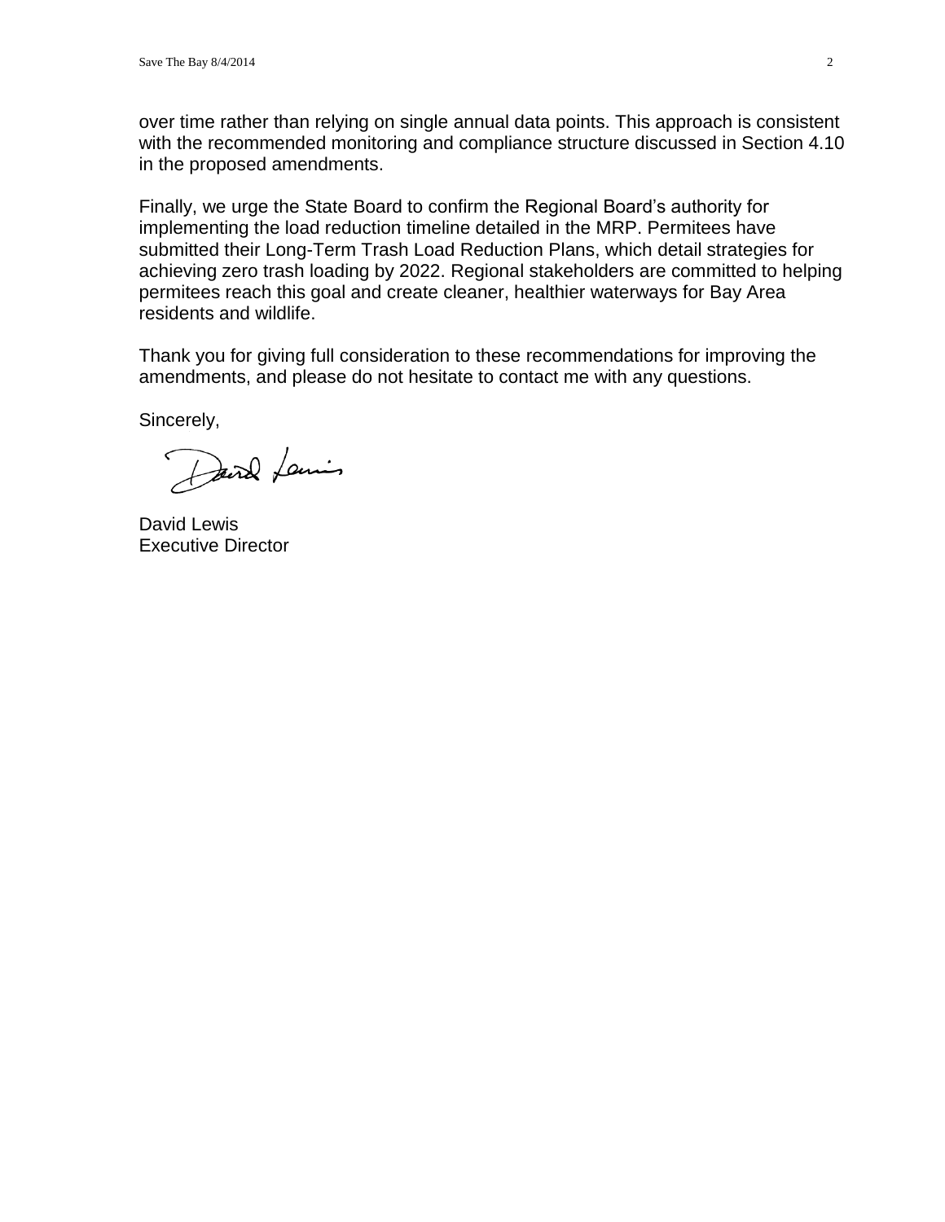over time rather than relying on single annual data points. This approach is consistent with the recommended monitoring and compliance structure discussed in Section 4.10 in the proposed amendments.

Finally, we urge the State Board to confirm the Regional Board's authority for implementing the load reduction timeline detailed in the MRP. Permitees have submitted their Long-Term Trash Load Reduction Plans, which detail strategies for achieving zero trash loading by 2022. Regional stakeholders are committed to helping permitees reach this goal and create cleaner, healthier waterways for Bay Area residents and wildlife.

Thank you for giving full consideration to these recommendations for improving the amendments, and please do not hesitate to contact me with any questions.

Sincerely,

David Lewis
Executive Director